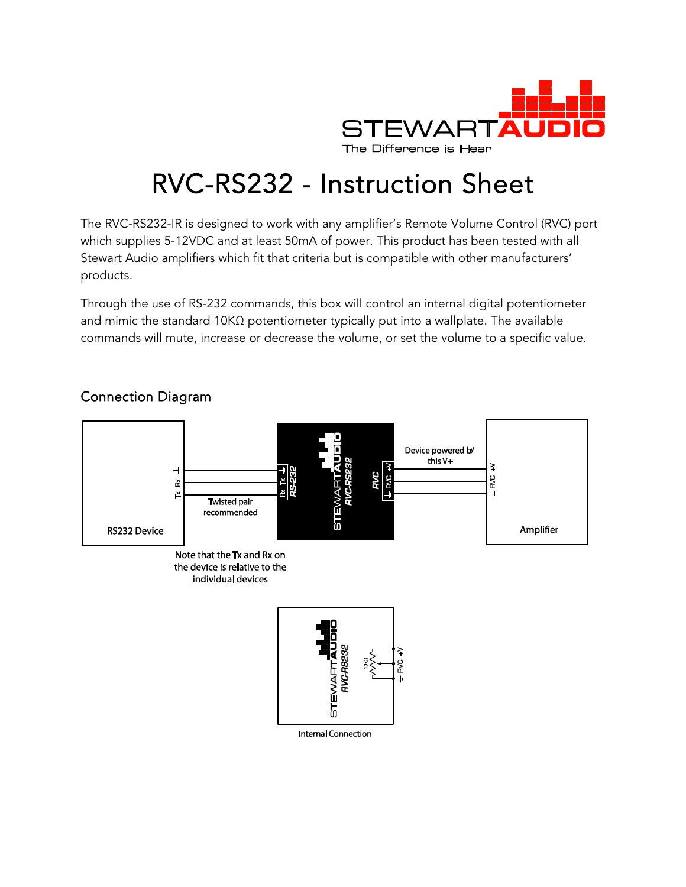# RVC-RS232 - Instruction Sheet

The RVC-RS232-IR is designed to work with any amplifier's Remote Volume Control (RVC) port which supplies 5-12VDC and at least 50mA of power. This product has been tested with all Stewart Audio amplifiers which fit that criteria but is compatible with other manufacturers' products.

Through the use of RS-232 commands, this box will control an internal digital potentiometer and mimic the standard 10KΩ potentiometer typically put into a wallplate. The available commands will mute, increase or decrease the volume, or set the volume to a specific value.

## Connection Diagram

RS232 Device

Twisted pair recommended

Note that the Tx and Rx on the device is relative to the individual devices

Device powered by this V+

Amplifier

Internal Connection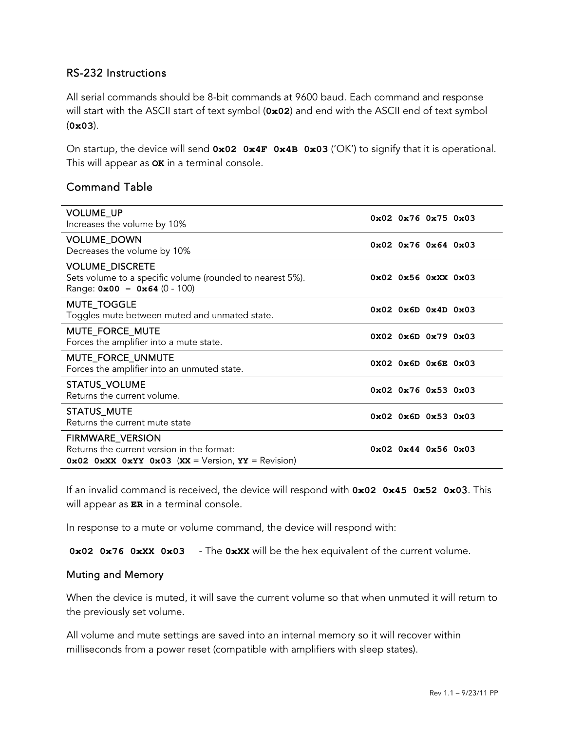## RS-232 Instructions

All serial commands should be 8-bit commands at 9600 baud. Each command and response will start with the ASCII start of text symbol (**`0x02`**) and end with the ASCII end of text symbol (**`0x03`**).

On startup, the device will send **`0x02 0x4F 0x4B 0x03`** ('OK') to signify that it is operational. This will appear as **`OK`** in a terminal console.

## Command Table

| | |
|---|---|
| VOLUME_UP<br>Increases the volume by 10% | `0x02 0x76 0x75 0x03` |
| VOLUME_DOWN<br>Decreases the volume by 10% | `0x02 0x76 0x64 0x03` |
| VOLUME_DISCRETE<br>Sets volume to a specific volume (rounded to nearest 5%).<br>Range: **`0x00 – 0x64`** (0 - 100) | `0x02 0x56 0xXX 0x03` |
| MUTE_TOGGLE<br>Toggles mute between muted and unmated state. | `0x02 0x6D 0x4D 0x03` |
| MUTE_FORCE_MUTE<br>Forces the amplifier into a mute state. | `0X02 0x6D 0x79 0x03` |
| MUTE_FORCE_UNMUTE<br>Forces the amplifier into an unmuted state. | `0X02 0x6D 0x6E 0x03` |
| STATUS_VOLUME<br>Returns the current volume. | `0x02 0x76 0x53 0x03` |
| STATUS_MUTE<br>Returns the current mute state | `0x02 0x6D 0x53 0x03` |
| FIRMWARE_VERSION<br>Returns the current version in the format:<br>**`0x02 0xXX 0xYY 0x03`** (**`XX`** = Version, **`YY`** = Revision) | `0x02 0x44 0x56 0x03` |

If an invalid command is received, the device will respond with **`0x02 0x45 0x52 0x03`**. This will appear as **`ER`** in a terminal console.

In response to a mute or volume command, the device will respond with:

**`0x02 0x76 0xXX 0x03`** - The **`0xXX`** will be the hex equivalent of the current volume.

### Muting and Memory

When the device is muted, it will save the current volume so that when unmuted it will return to the previously set volume.

All volume and mute settings are saved into an internal memory so it will recover within milliseconds from a power reset (compatible with amplifiers with sleep states).

Rev 1.1 – 9/23/11 PP